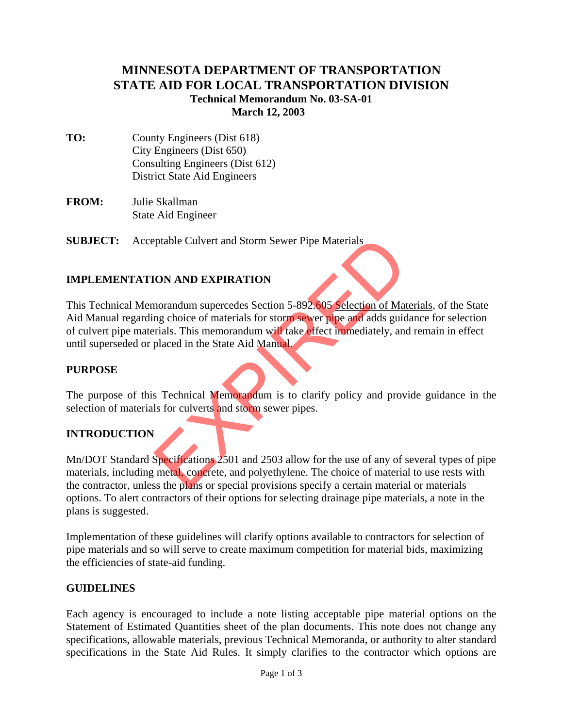# MINNESOTA DEPARTMENT OF TRANSPORTATION
# STATE AID FOR LOCAL TRANSPORTATION DIVISION

**Technical Memorandum No. 03-SA-01**
**March 12, 2003**

**TO:** County Engineers (Dist 618)
City Engineers (Dist 650)
Consulting Engineers (Dist 612)
District State Aid Engineers

**FROM:** Julie Skallman
State Aid Engineer

**SUBJECT:** Acceptable Culvert and Storm Sewer Pipe Materials

EXPIRED

## IMPLEMENTATION AND EXPIRATION

This Technical Memorandum supercedes Section 5-892.605 Selection of Materials, of the State Aid Manual regarding choice of materials for storm sewer pipe and adds guidance for selection of culvert pipe materials. This memorandum will take effect immediately, and remain in effect until superseded or placed in the State Aid Manual.

## PURPOSE

The purpose of this Technical Memorandum is to clarify policy and provide guidance in the selection of materials for culverts and storm sewer pipes.

## INTRODUCTION

Mn/DOT Standard Specifications 2501 and 2503 allow for the use of any of several types of pipe materials, including metal, concrete, and polyethylene. The choice of material to use rests with the contractor, unless the plans or special provisions specify a certain material or materials options. To alert contractors of their options for selecting drainage pipe materials, a note in the plans is suggested.

Implementation of these guidelines will clarify options available to contractors for selection of pipe materials and so will serve to create maximum competition for material bids, maximizing the efficiencies of state-aid funding.

## GUIDELINES

Each agency is encouraged to include a note listing acceptable pipe material options on the Statement of Estimated Quantities sheet of the plan documents. This note does not change any specifications, allowable materials, previous Technical Memoranda, or authority to alter standard specifications in the State Aid Rules. It simply clarifies to the contractor which options are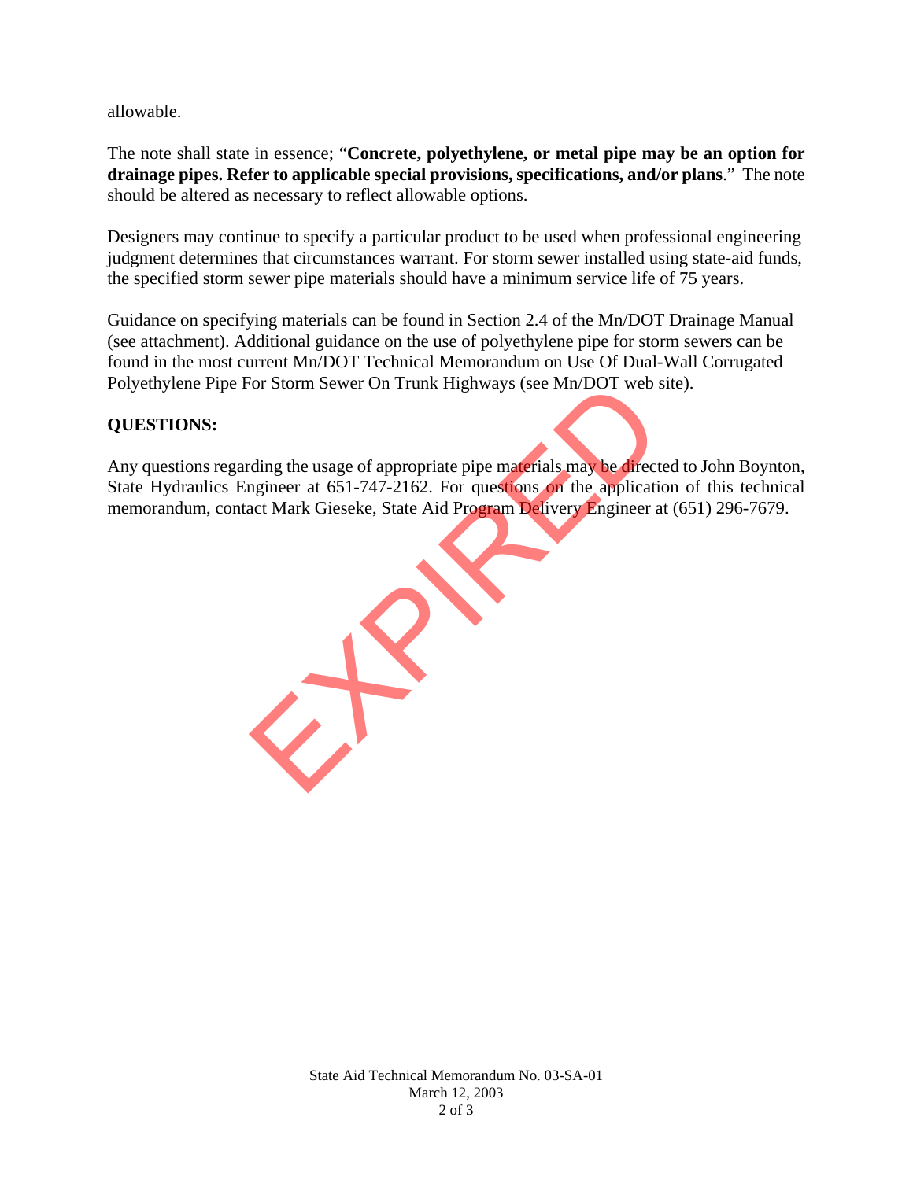allowable.

The note shall state in essence; "**Concrete, polyethylene, or metal pipe may be an option for drainage pipes. Refer to applicable special provisions, specifications, and/or plans**." The note should be altered as necessary to reflect allowable options.

Designers may continue to specify a particular product to be used when professional engineering judgment determines that circumstances warrant. For storm sewer installed using state-aid funds, the specified storm sewer pipe materials should have a minimum service life of 75 years.

Guidance on specifying materials can be found in Section 2.4 of the Mn/DOT Drainage Manual (see attachment). Additional guidance on the use of polyethylene pipe for storm sewers can be found in the most current Mn/DOT Technical Memorandum on Use Of Dual-Wall Corrugated Polyethylene Pipe For Storm Sewer On Trunk Highways (see Mn/DOT web site).

**QUESTIONS:**

Any questions regarding the usage of appropriate pipe materials may be directed to John Boynton, State Hydraulics Engineer at 651-747-2162. For questions on the application of this technical memorandum, contact Mark Gieseke, State Aid Program Delivery Engineer at (651) 296-7679.

EXPIRED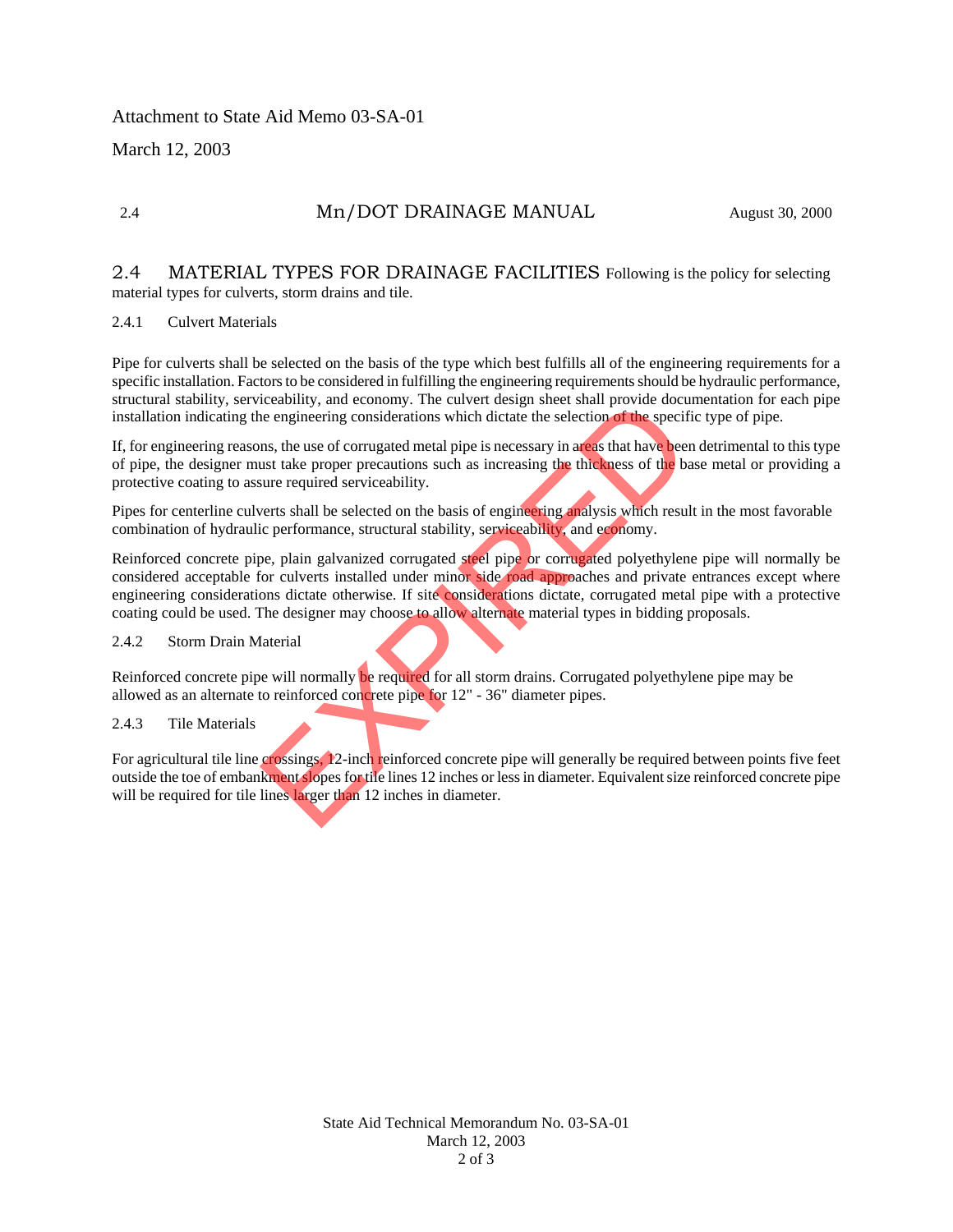Attachment to State Aid Memo 03-SA-01

March 12, 2003

2.4 Mn/DOT DRAINAGE MANUAL August 30, 2000

## 2.4 MATERIAL TYPES FOR DRAINAGE FACILITIES

Following is the policy for selecting material types for culverts, storm drains and tile.

### 2.4.1 Culvert Materials

Pipe for culverts shall be selected on the basis of the type which best fulfills all of the engineering requirements for a specific installation. Factors to be considered in fulfilling the engineering requirements should be hydraulic performance, structural stability, serviceability, and economy. The culvert design sheet shall provide documentation for each pipe installation indicating the engineering considerations which dictate the selection of the specific type of pipe.

If, for engineering reasons, the use of corrugated metal pipe is necessary in areas that have been detrimental to this type of pipe, the designer must take proper precautions such as increasing the thickness of the base metal or providing a protective coating to assure required serviceability.

Pipes for centerline culverts shall be selected on the basis of engineering analysis which result in the most favorable combination of hydraulic performance, structural stability, serviceability, and economy.

Reinforced concrete pipe, plain galvanized corrugated steel pipe or corrugated polyethylene pipe will normally be considered acceptable for culverts installed under minor side road approaches and private entrances except where engineering considerations dictate otherwise. If site considerations dictate, corrugated metal pipe with a protective coating could be used. The designer may choose to allow alternate material types in bidding proposals.

### 2.4.2 Storm Drain Material

Reinforced concrete pipe will normally be required for all storm drains. Corrugated polyethylene pipe may be allowed as an alternate to reinforced concrete pipe for 12" - 36" diameter pipes.

### 2.4.3 Tile Materials

For agricultural tile line crossings, 12-inch reinforced concrete pipe will generally be required between points five feet outside the toe of embankment slopes for tile lines 12 inches or less in diameter. Equivalent size reinforced concrete pipe will be required for tile lines larger than 12 inches in diameter.

EXPIRED